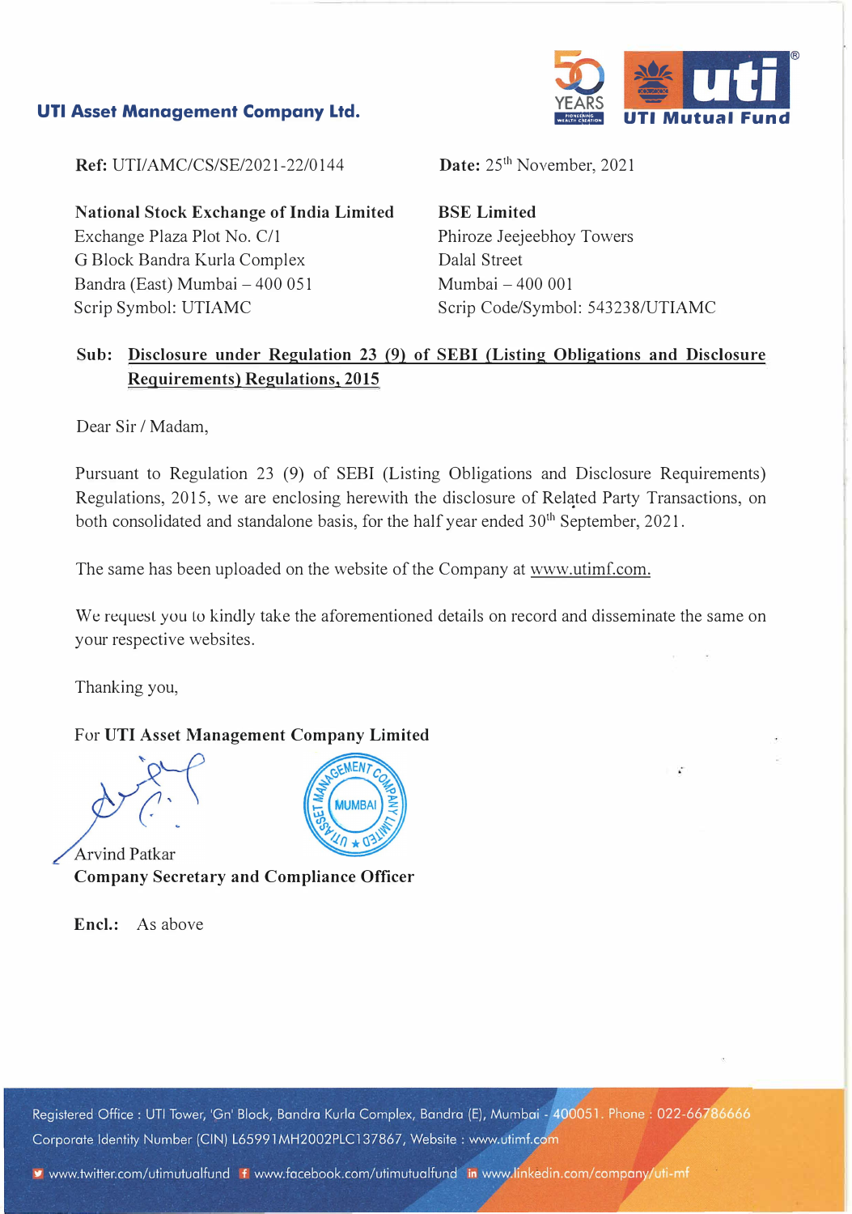**UTI Asset Management Company Ltd.**

**Ref:** UTI/AMC/CS/SE/2021-22/0144

**Date:** 25th November, 2021

**National Stock Exchange of India Limited**
Exchange Plaza Plot No. C/1
G Block Bandra Kurla Complex
Bandra (East) Mumbai – 400 051
Scrip Symbol: UTIAMC

**BSE Limited**
Phiroze Jeejeebhoy Towers
Dalal Street
Mumbai – 400 001
Scrip Code/Symbol: 543238/UTIAMC

**Sub: Disclosure under Regulation 23 (9) of SEBI (Listing Obligations and Disclosure Requirements) Regulations, 2015**

Dear Sir / Madam,

Pursuant to Regulation 23 (9) of SEBI (Listing Obligations and Disclosure Requirements) Regulations, 2015, we are enclosing herewith the disclosure of Related Party Transactions, on both consolidated and standalone basis, for the half year ended 30th September, 2021.

The same has been uploaded on the website of the Company at www.utimf.com.

We request you to kindly take the aforementioned details on record and disseminate the same on your respective websites.

Thanking you,

For **UTI Asset Management Company Limited**

Arvind Patkar
**Company Secretary and Compliance Officer**

**Encl.:** As above

Registered Office : UTI Tower, 'Gn' Block, Bandra Kurla Complex, Bandra (E), Mumbai - 400051. Phone : 022-66786666
Corporate Identity Number (CIN) L65991MH2002PLC137867, Website : www.utimf.com

www.twitter.com/utimutualfund www.facebook.com/utimutualfund www.linkedin.com/company/uti-mf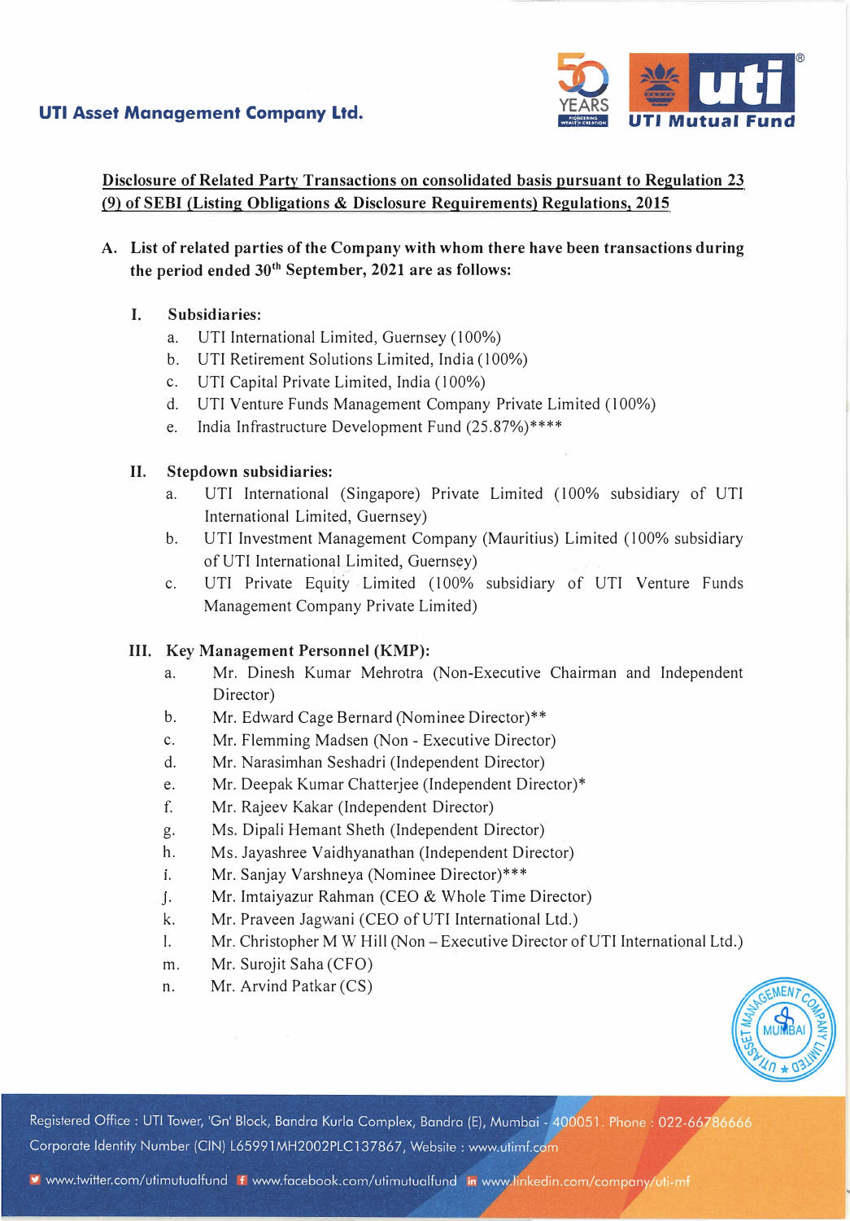**Disclosure of Related Party Transactions on consolidated basis pursuant to Regulation 23 (9) of SEBI (Listing Obligations & Disclosure Requirements) Regulations, 2015**

**A. List of related parties of the Company with whom there have been transactions during the period ended 30th September, 2021 are as follows:**

**I. Subsidiaries:**

a. UTI International Limited, Guernsey (100%)
b. UTI Retirement Solutions Limited, India (100%)
c. UTI Capital Private Limited, India (100%)
d. UTI Venture Funds Management Company Private Limited (100%)
e. India Infrastructure Development Fund (25.87%)****

**II. Stepdown subsidiaries:**

a. UTI International (Singapore) Private Limited (100% subsidiary of UTI International Limited, Guernsey)
b. UTI Investment Management Company (Mauritius) Limited (100% subsidiary of UTI International Limited, Guernsey)
c. UTI Private Equity Limited (100% subsidiary of UTI Venture Funds Management Company Private Limited)

**III. Key Management Personnel (KMP):**

a. Mr. Dinesh Kumar Mehrotra (Non-Executive Chairman and Independent Director)
b. Mr. Edward Cage Bernard (Nominee Director)**
c. Mr. Flemming Madsen (Non - Executive Director)
d. Mr. Narasimhan Seshadri (Independent Director)
e. Mr. Deepak Kumar Chatterjee (Independent Director)*
f. Mr. Rajeev Kakar (Independent Director)
g. Ms. Dipali Hemant Sheth (Independent Director)
h. Ms. Jayashree Vaidhyanathan (Independent Director)
i. Mr. Sanjay Varshneya (Nominee Director)***
j. Mr. Imtaiyazur Rahman (CEO & Whole Time Director)
k. Mr. Praveen Jagwani (CEO of UTI International Ltd.)
l. Mr. Christopher M W Hill (Non – Executive Director of UTI International Ltd.)
m. Mr. Surojit Saha (CFO)
n. Mr. Arvind Patkar (CS)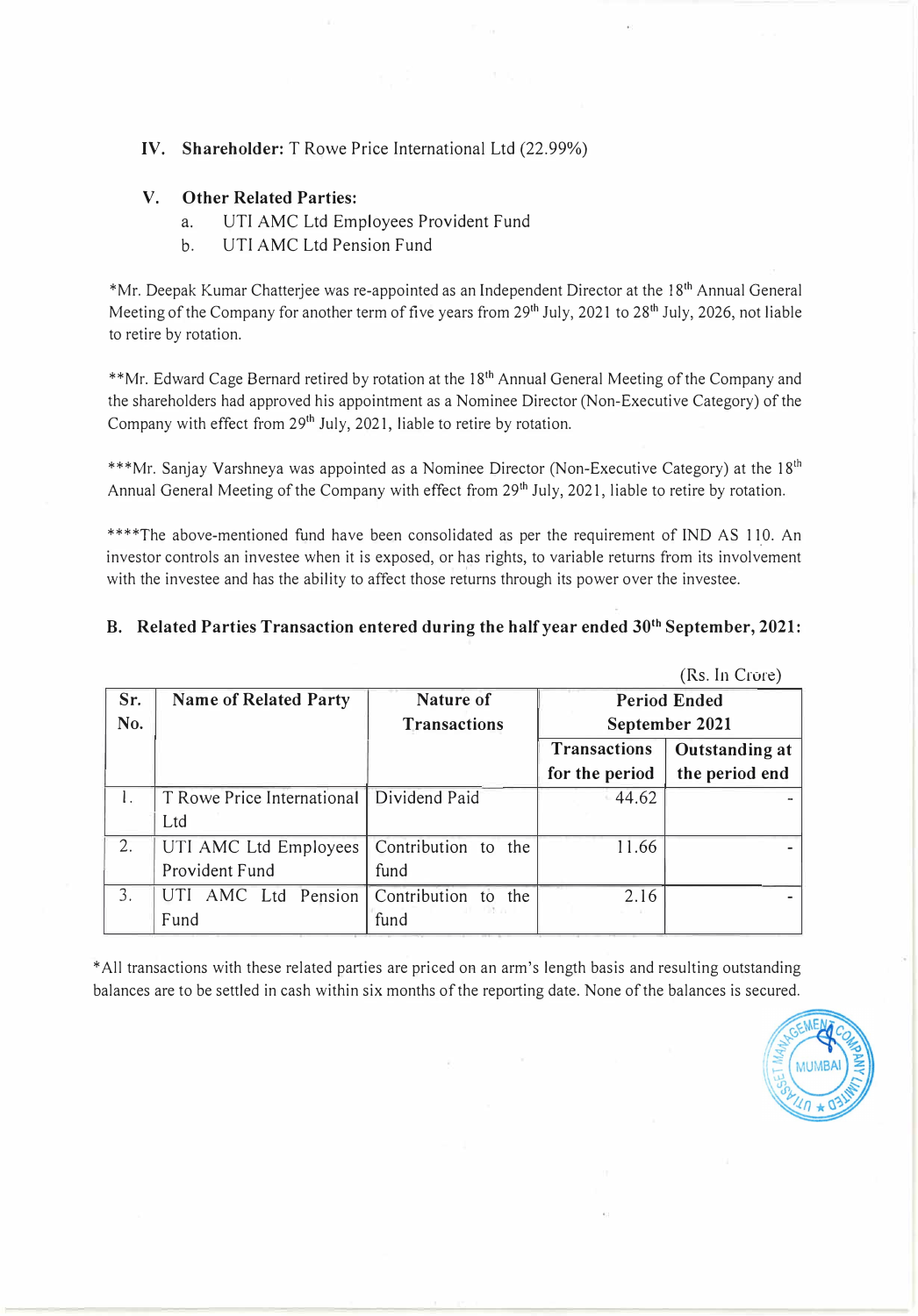**IV. Shareholder:** T Rowe Price International Ltd (22.99%)

**V. Other Related Parties:**

a. UTI AMC Ltd Employees Provident Fund

b. UTI AMC Ltd Pension Fund

*Mr. Deepak Kumar Chatterjee was re-appointed as an Independent Director at the 18th Annual General Meeting of the Company for another term of five years from 29th July, 2021 to 28th July, 2026, not liable to retire by rotation.

**Mr. Edward Cage Bernard retired by rotation at the 18th Annual General Meeting of the Company and the shareholders had approved his appointment as a Nominee Director (Non-Executive Category) of the Company with effect from 29th July, 2021, liable to retire by rotation.

***Mr. Sanjay Varshneya was appointed as a Nominee Director (Non-Executive Category) at the 18th Annual General Meeting of the Company with effect from 29th July, 2021, liable to retire by rotation.

****The above-mentioned fund have been consolidated as per the requirement of IND AS 110. An investor controls an investee when it is exposed, or has rights, to variable returns from its involvement with the investee and has the ability to affect those returns through its power over the investee.

## B. Related Parties Transaction entered during the half year ended 30th September, 2021:

(Rs. In Crore)

| Sr. No. | Name of Related Party | Nature of Transactions | Period Ended September 2021 | |
|---|---|---|---|---|
| | | | Transactions for the period | Outstanding at the period end |
| 1. | T Rowe Price International Ltd | Dividend Paid | 44.62 | - |
| 2. | UTI AMC Ltd Employees Provident Fund | Contribution to the fund | 11.66 | - |
| 3. | UTI AMC Ltd Pension Fund | Contribution to the fund | 2.16 | - |

*All transactions with these related parties are priced on an arm's length basis and resulting outstanding balances are to be settled in cash within six months of the reporting date. None of the balances is secured.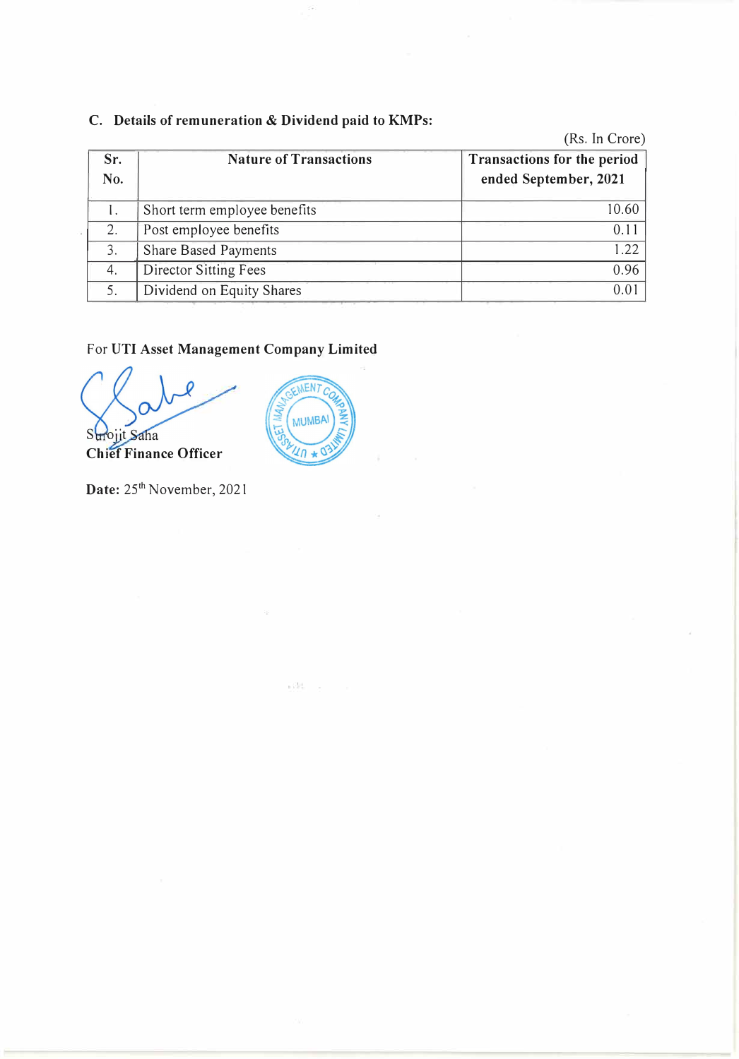### C. Details of remuneration & Dividend paid to KMPs:

(Rs. In Crore)

| Sr. No. | Nature of Transactions | Transactions for the period ended September, 2021 |
|---|---|---|
| 1. | Short term employee benefits | 10.60 |
| 2. | Post employee benefits | 0.11 |
| 3. | Share Based Payments | 1.22 |
| 4. | Director Sitting Fees | 0.96 |
| 5. | Dividend on Equity Shares | 0.01 |

For **UTI Asset Management Company Limited**

Surojit Saha
**Chief Finance Officer**

**Date:** 25th November, 2021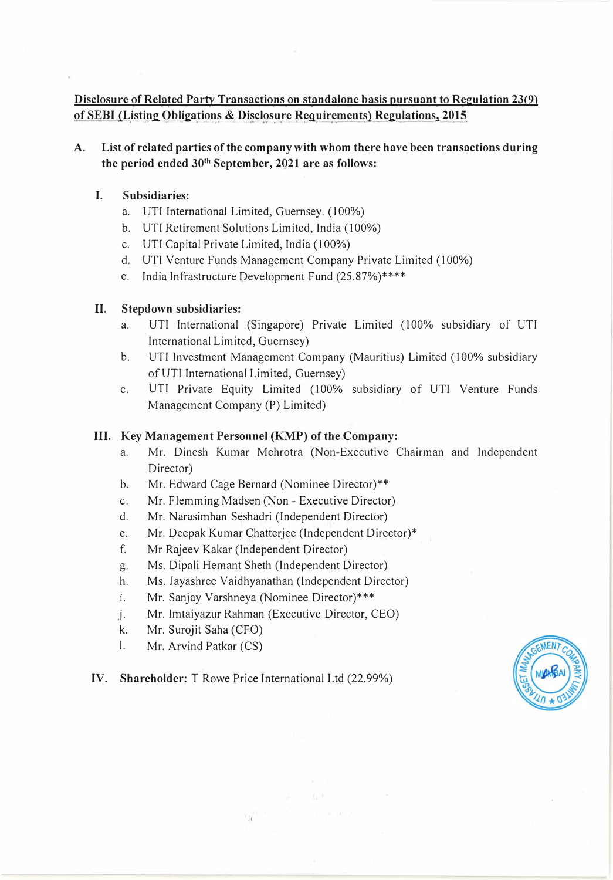**Disclosure of Related Party Transactions on standalone basis pursuant to Regulation 23(9) of SEBI (Listing Obligations & Disclosure Requirements) Regulations, 2015**

**A. List of related parties of the company with whom there have been transactions during the period ended 30th September, 2021 are as follows:**

**I. Subsidiaries:**

a. UTI International Limited, Guernsey. (100%)
b. UTI Retirement Solutions Limited, India (100%)
c. UTI Capital Private Limited, India (100%)
d. UTI Venture Funds Management Company Private Limited (100%)
e. India Infrastructure Development Fund (25.87%)****

**II. Stepdown subsidiaries:**

a. UTI International (Singapore) Private Limited (100% subsidiary of UTI International Limited, Guernsey)
b. UTI Investment Management Company (Mauritius) Limited (100% subsidiary of UTI International Limited, Guernsey)
c. UTI Private Equity Limited (100% subsidiary of UTI Venture Funds Management Company (P) Limited)

**III. Key Management Personnel (KMP) of the Company:**

a. Mr. Dinesh Kumar Mehrotra (Non-Executive Chairman and Independent Director)
b. Mr. Edward Cage Bernard (Nominee Director)**
c. Mr. Flemming Madsen (Non - Executive Director)
d. Mr. Narasimhan Seshadri (Independent Director)
e. Mr. Deepak Kumar Chatterjee (Independent Director)*
f. Mr Rajeev Kakar (Independent Director)
g. Ms. Dipali Hemant Sheth (Independent Director)
h. Ms. Jayashree Vaidhyanathan (Independent Director)
i. Mr. Sanjay Varshneya (Nominee Director)***
j. Mr. Imtaiyazur Rahman (Executive Director, CEO)
k. Mr. Surojit Saha (CFO)
l. Mr. Arvind Patkar (CS)

**IV. Shareholder:** T Rowe Price International Ltd (22.99%)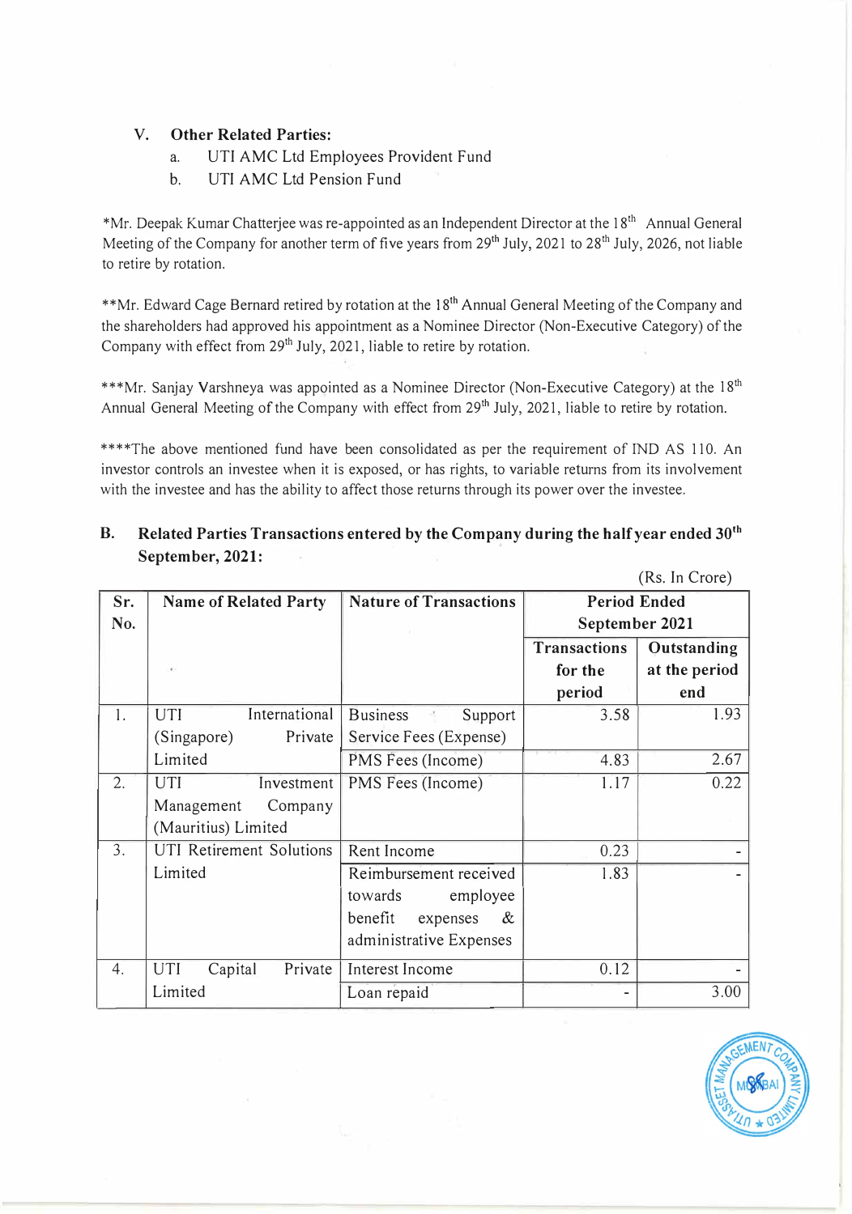**V. Other Related Parties:**

a. UTI AMC Ltd Employees Provident Fund

b. UTI AMC Ltd Pension Fund

*Mr. Deepak Kumar Chatterjee was re-appointed as an Independent Director at the 18th Annual General Meeting of the Company for another term of five years from 29th July, 2021 to 28th July, 2026, not liable to retire by rotation.

**Mr. Edward Cage Bernard retired by rotation at the 18th Annual General Meeting of the Company and the shareholders had approved his appointment as a Nominee Director (Non-Executive Category) of the Company with effect from 29th July, 2021, liable to retire by rotation.

***Mr. Sanjay Varshneya was appointed as a Nominee Director (Non-Executive Category) at the 18th Annual General Meeting of the Company with effect from 29th July, 2021, liable to retire by rotation.

****The above mentioned fund have been consolidated as per the requirement of IND AS 110. An investor controls an investee when it is exposed, or has rights, to variable returns from its involvement with the investee and has the ability to affect those returns through its power over the investee.

## B. Related Parties Transactions entered by the Company during the half year ended 30th September, 2021:

(Rs. In Crore)

| Sr. No. | Name of Related Party | Nature of Transactions | Period Ended September 2021 | |
|---|---|---|---|---|
| | | | Transactions for the period | Outstanding at the period end |
| 1. | UTI International (Singapore) Private Limited | Business Support Service Fees (Expense) | 3.58 | 1.93 |
| | | PMS Fees (Income) | 4.83 | 2.67 |
| 2. | UTI Investment Management Company (Mauritius) Limited | PMS Fees (Income) | 1.17 | 0.22 |
| 3. | UTI Retirement Solutions Limited | Rent Income | 0.23 | - |
| | | Reimbursement received towards employee benefit expenses & administrative Expenses | 1.83 | - |
| 4. | UTI Capital Private Limited | Interest Income | 0.12 | - |
| | | Loan repaid | - | 3.00 |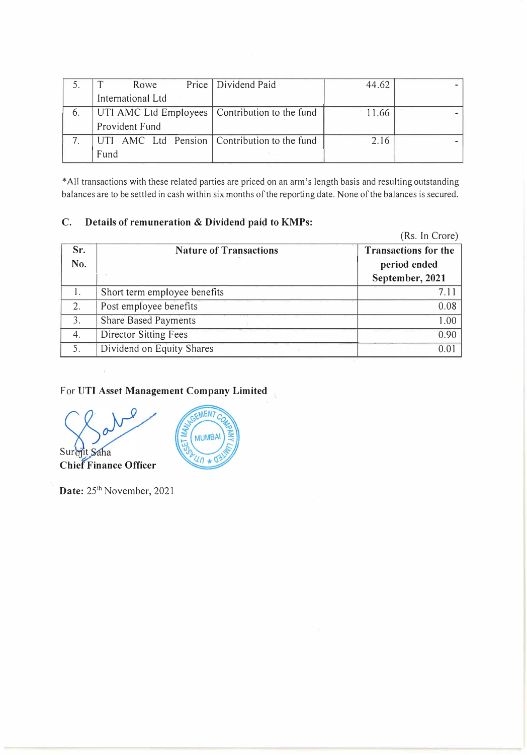| | | | | |
|---|---|---|---|---|
| 5. | T Rowe Price International Ltd | Dividend Paid | 44.62 | - |
| 6. | UTI AMC Ltd Employees Provident Fund | Contribution to the fund | 11.66 | - |
| 7. | UTI AMC Ltd Pension Fund | Contribution to the fund | 2.16 | - |

*All transactions with these related parties are priced on an arm's length basis and resulting outstanding balances are to be settled in cash within six months of the reporting date. None of the balances is secured.

### C. Details of remuneration & Dividend paid to KMPs:

(Rs. In Crore)

| Sr. No. | Nature of Transactions | Transactions for the period ended September, 2021 |
|---|---|---|
| 1. | Short term employee benefits | 7.11 |
| 2. | Post employee benefits | 0.08 |
| 3. | Share Based Payments | 1.00 |
| 4. | Director Sitting Fees | 0.90 |
| 5. | Dividend on Equity Shares | 0.01 |

For **UTI Asset Management Company Limited**

Surojit Saha
**Chief Finance Officer**

**Date:** 25th November, 2021